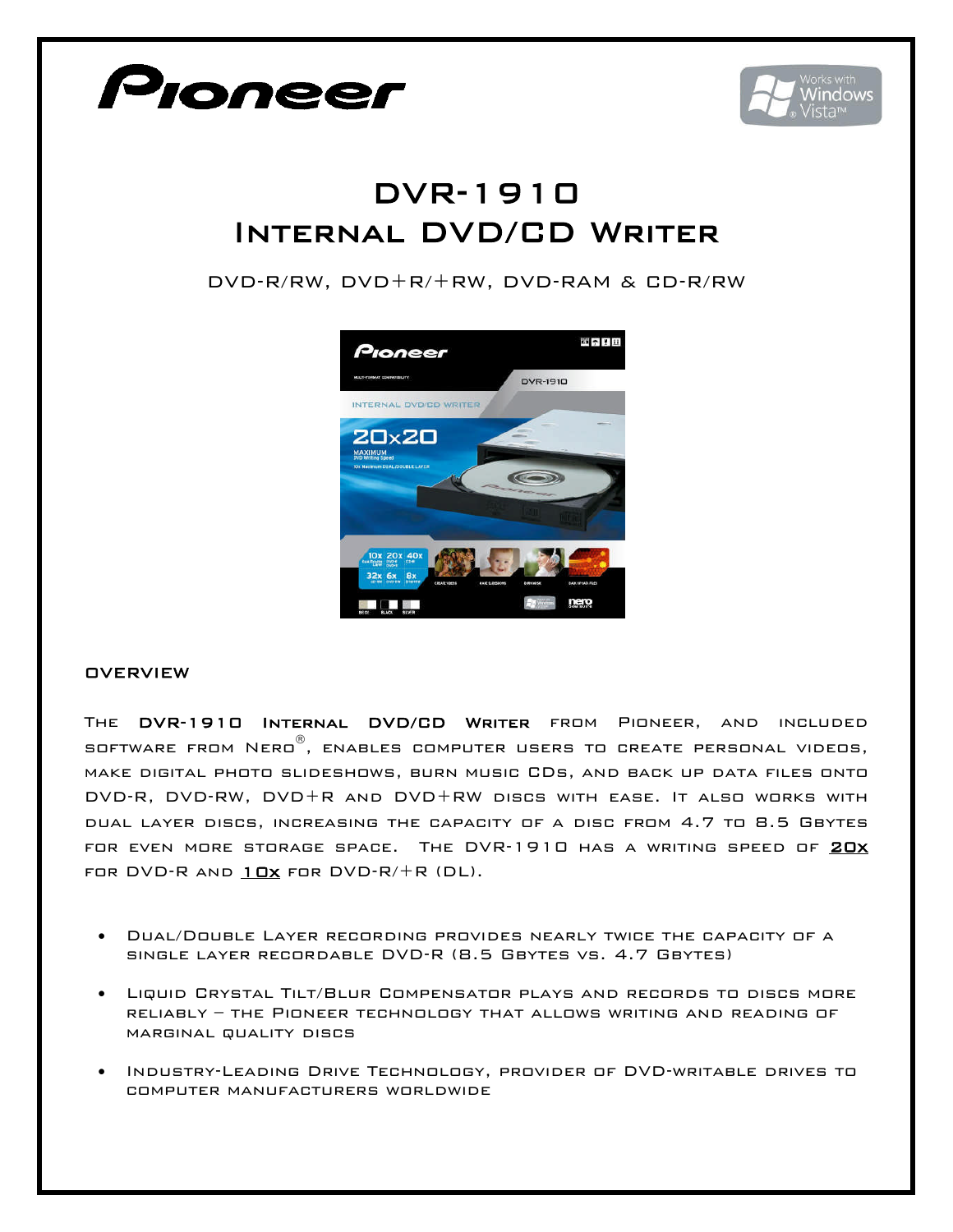# DVR-1910
# Internal DVD/CD Writer

DVD-R/RW, DVD+R/+RW, DVD-RAM & CD-R/RW

## OVERVIEW

The **DVR-1910 Internal DVD/CD Writer** from Pioneer, and included software from Nero®, enables computer users to create personal videos, make digital photo slideshows, burn music CDs, and back up data files onto DVD-R, DVD-RW, DVD+R and DVD+RW discs with ease. It also works with dual layer discs, increasing the capacity of a disc from 4.7 to 8.5 Gbytes for even more storage space. The DVR-1910 has a writing speed of **20x** for DVD-R and **10x** for DVD-R/+R (DL).

- Dual/Double Layer recording provides nearly twice the capacity of a single layer recordable DVD-R (8.5 Gbytes vs. 4.7 Gbytes)
- Liquid Crystal Tilt/Blur Compensator plays and records to discs more reliably – the Pioneer technology that allows writing and reading of marginal quality discs
- Industry-Leading Drive Technology, provider of DVD-writable drives to computer manufacturers worldwide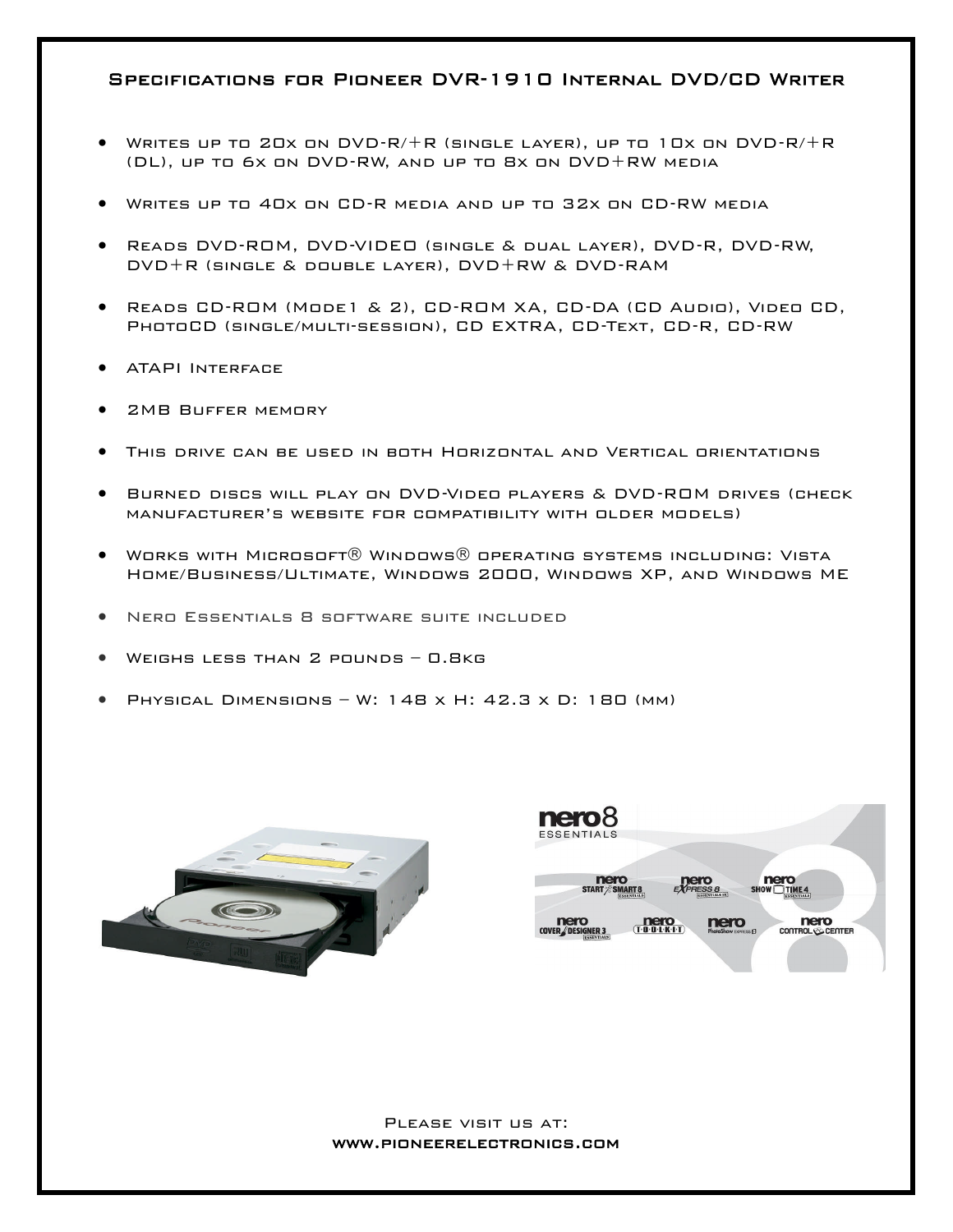## Specifications for Pioneer DVR-1910 Internal DVD/CD Writer

- Writes up to 20x on DVD-R/+R (single layer), up to 10x on DVD-R/+R (DL), up to 6x on DVD-RW, and up to 8x on DVD+RW media
- Writes up to 40x on CD-R media and up to 32x on CD-RW media
- Reads DVD-ROM, DVD-VIDEO (single & dual layer), DVD-R, DVD-RW, DVD+R (single & double layer), DVD+RW & DVD-RAM
- Reads CD-ROM (Mode1 & 2), CD-ROM XA, CD-DA (CD Audio), Video CD, PhotoCD (single/multi-session), CD EXTRA, CD-Text, CD-R, CD-RW
- ATAPI Interface
- 2MB Buffer memory
- This drive can be used in both Horizontal and Vertical orientations
- Burned discs will play on DVD-Video players & DVD-ROM drives (check manufacturer's website for compatibility with older models)
- Works with Microsoft® Windows® operating systems including: Vista Home/Business/Ultimate, Windows 2000, Windows XP, and Windows ME
- Nero Essentials 8 software suite included
- Weighs less than 2 pounds – 0.8kg
- Physical Dimensions – W: 148 x H: 42.3 x D: 180 (mm)

Please visit us at:
**www.pioneerelectronics.com**